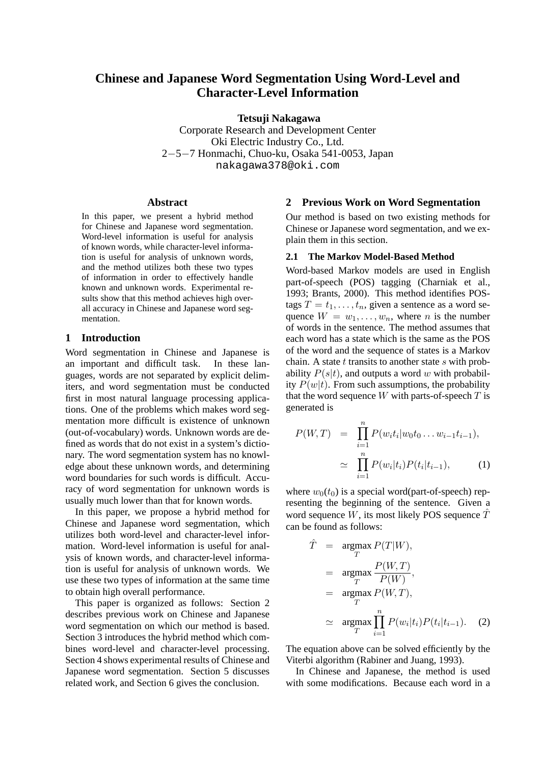# Chinese and Japanese Word Segmentation Using Word-Level and Character-Level Information

**Tetsuji Nakagawa**
Corporate Research and Development Center
Oki Electric Industry Co., Ltd.
2−5−7 Honmachi, Chuo-ku, Osaka 541-0053, Japan
nakagawa378@oki.com

## Abstract

In this paper, we present a hybrid method for Chinese and Japanese word segmentation. Word-level information is useful for analysis of known words, while character-level information is useful for analysis of unknown words, and the method utilizes both these two types of information in order to effectively handle known and unknown words. Experimental results show that this method achieves high overall accuracy in Chinese and Japanese word segmentation.

## 1 Introduction

Word segmentation in Chinese and Japanese is an important and difficult task. In these languages, words are not separated by explicit delimiters, and word segmentation must be conducted first in most natural language processing applications. One of the problems which makes word segmentation more difficult is existence of unknown (out-of-vocabulary) words. Unknown words are defined as words that do not exist in a system's dictionary. The word segmentation system has no knowledge about these unknown words, and determining word boundaries for such words is difficult. Accuracy of word segmentation for unknown words is usually much lower than that for known words.

In this paper, we propose a hybrid method for Chinese and Japanese word segmentation, which utilizes both word-level and character-level information. Word-level information is useful for analysis of known words, and character-level information is useful for analysis of unknown words. We use these two types of information at the same time to obtain high overall performance.

This paper is organized as follows: Section 2 describes previous work on Chinese and Japanese word segmentation on which our method is based. Section 3 introduces the hybrid method which combines word-level and character-level processing. Section 4 shows experimental results of Chinese and Japanese word segmentation. Section 5 discusses related work, and Section 6 gives the conclusion.

## 2 Previous Work on Word Segmentation

Our method is based on two existing methods for Chinese or Japanese word segmentation, and we explain them in this section.

### 2.1 The Markov Model-Based Method

Word-based Markov models are used in English part-of-speech (POS) tagging (Charniak et al., 1993; Brants, 2000). This method identifies POS-tags $T = t_1, \dots, t_n$, given a sentence as a word sequence $W = w_1, \dots, w_n$, where $n$ is the number of words in the sentence. The method assumes that each word has a state which is the same as the POS of the word and the sequence of states is a Markov chain. A state $t$ transits to another state $s$ with probability $P(s|t)$, and outputs a word $w$ with probability $P(w|t)$. From such assumptions, the probability that the word sequence $W$ with parts-of-speech $T$ is generated is

$$
\begin{aligned}
P(W,T) &= \prod_{i=1}^{n} P(w_i t_i | w_0 t_0 \dots w_{i-1} t_{i-1}), \\
&\simeq \prod_{i=1}^{n} P(w_i|t_i) P(t_i|t_{i-1}), \qquad (1)
\end{aligned}
$$

where $w_0(t_0)$ is a special word(part-of-speech) representing the beginning of the sentence. Given a word sequence $W$, its most likely POS sequence $\hat{T}$ can be found as follows:

$$
\begin{aligned}
\hat{T} &= \operatorname*{argmax}_T P(T|W), \\
&= \operatorname*{argmax}_T \frac{P(W,T)}{P(W)}, \\
&= \operatorname*{argmax}_T P(W,T), \\
&\simeq \operatorname*{argmax}_T \prod_{i=1}^{n} P(w_i|t_i) P(t_i|t_{i-1}). \qquad (2)
\end{aligned}
$$

The equation above can be solved efficiently by the Viterbi algorithm (Rabiner and Juang, 1993).

In Chinese and Japanese, the method is used with some modifications. Because each word in a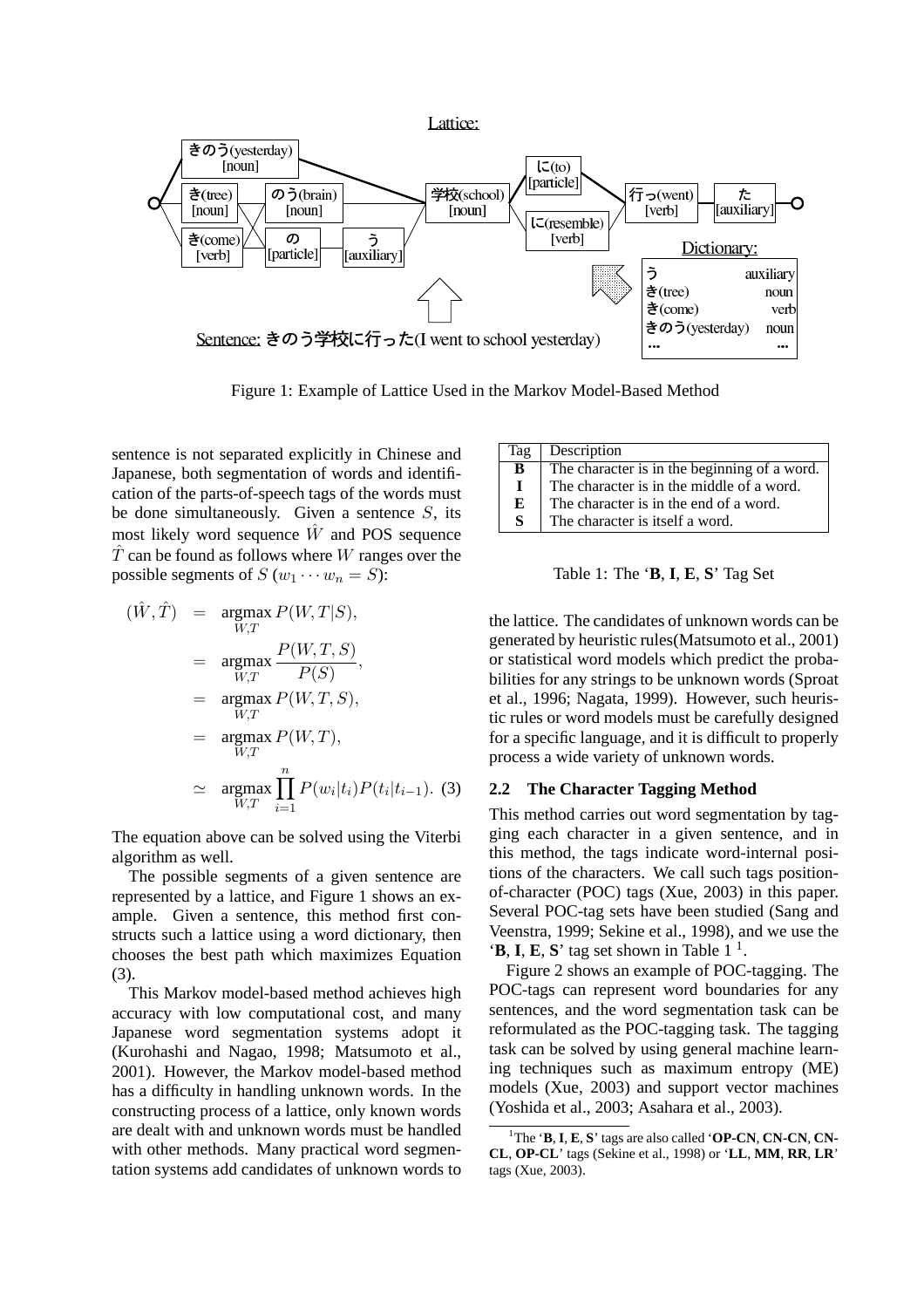Figure 1: Example of Lattice Used in the Markov Model-Based Method

sentence is not separated explicitly in Chinese and Japanese, both segmentation of words and identification of the parts-of-speech tags of the words must be done simultaneously. Given a sentence $S$, its most likely word sequence $\hat{W}$ and POS sequence $\hat{T}$ can be found as follows where $W$ ranges over the possible segments of $S$ ($w_1 \cdots w_n = S$):

$$
\begin{aligned}
(\hat{W}, \hat{T}) &= \underset{W,T}{\operatorname{argmax}}\, P(W, T|S), \\
&= \underset{W,T}{\operatorname{argmax}}\, \frac{P(W,T,S)}{P(S)}, \\
&= \underset{W,T}{\operatorname{argmax}}\, P(W,T,S), \\
&= \underset{W,T}{\operatorname{argmax}}\, P(W,T), \\
&\simeq \underset{W,T}{\operatorname{argmax}} \prod_{i=1}^{n} P(w_i|t_i)P(t_i|t_{i-1}). \quad (3)
\end{aligned}
$$

The equation above can be solved using the Viterbi algorithm as well.

The possible segments of a given sentence are represented by a lattice, and Figure 1 shows an example. Given a sentence, this method first constructs such a lattice using a word dictionary, then chooses the best path which maximizes Equation (3).

This Markov model-based method achieves high accuracy with low computational cost, and many Japanese word segmentation systems adopt it (Kurohashi and Nagao, 1998; Matsumoto et al., 2001). However, the Markov model-based method has a difficulty in handling unknown words. In the constructing process of a lattice, only known words are dealt with and unknown words must be handled with other methods. Many practical word segmentation systems add candidates of unknown words to the lattice. The candidates of unknown words can be generated by heuristic rules(Matsumoto et al., 2001) or statistical word models which predict the probabilities for any strings to be unknown words (Sproat et al., 1996; Nagata, 1999). However, such heuristic rules or word models must be carefully designed for a specific language, and it is difficult to properly process a wide variety of unknown words.

| Tag | Description |
|---|---|
| **B** | The character is in the beginning of a word. |
| **I** | The character is in the middle of a word. |
| **E** | The character is in the end of a word. |
| **S** | The character is itself a word. |

Table 1: The '**B**, **I**, **E**, **S**' Tag Set

## 2.2 The Character Tagging Method

This method carries out word segmentation by tagging each character in a given sentence, and in this method, the tags indicate word-internal positions of the characters. We call such tags position-of-character (POC) tags (Xue, 2003) in this paper. Several POC-tag sets have been studied (Sang and Veenstra, 1999; Sekine et al., 1998), and we use the '**B**, **I**, **E**, **S**' tag set shown in Table 1 [1].

Figure 2 shows an example of POC-tagging. The POC-tags can represent word boundaries for any sentences, and the word segmentation task can be reformulated as the POC-tagging task. The tagging task can be solved by using general machine learning techniques such as maximum entropy (ME) models (Xue, 2003) and support vector machines (Yoshida et al., 2003; Asahara et al., 2003).

[1] The '**B**, **I**, **E**, **S**' tags are also called '**OP-CN**, **CN-CN**, **CN-CL**, **OP-CL**' tags (Sekine et al., 1998) or '**LL**, **MM**, **RR**, **LR**' tags (Xue, 2003).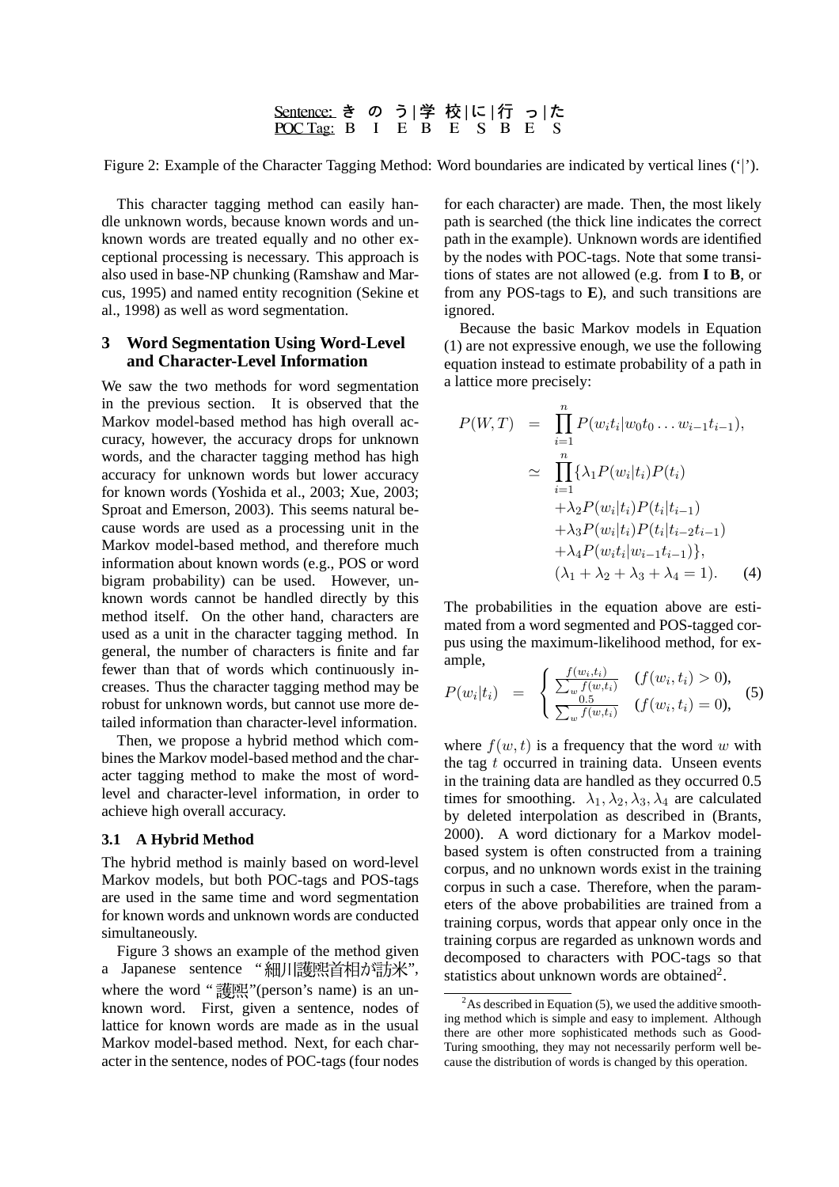Sentence: き の う|学 校|に|行 っ|た
POC Tag: B I E B E S B E S

Figure 2: Example of the Character Tagging Method: Word boundaries are indicated by vertical lines ('|').

This character tagging method can easily handle unknown words, because known words and unknown words are treated equally and no other exceptional processing is necessary. This approach is also used in base-NP chunking (Ramshaw and Marcus, 1995) and named entity recognition (Sekine et al., 1998) as well as word segmentation.

## 3 Word Segmentation Using Word-Level and Character-Level Information

We saw the two methods for word segmentation in the previous section. It is observed that the Markov model-based method has high overall accuracy, however, the accuracy drops for unknown words, and the character tagging method has high accuracy for unknown words but lower accuracy for known words (Yoshida et al., 2003; Xue, 2003; Sproat and Emerson, 2003). This seems natural because words are used as a processing unit in the Markov model-based method, and therefore much information about known words (e.g., POS or word bigram probability) can be used. However, unknown words cannot be handled directly by this method itself. On the other hand, characters are used as a unit in the character tagging method. In general, the number of characters is finite and far fewer than that of words which continuously increases. Thus the character tagging method may be robust for unknown words, but cannot use more detailed information than character-level information.

Then, we propose a hybrid method which combines the Markov model-based method and the character tagging method to make the most of word-level and character-level information, in order to achieve high overall accuracy.

### 3.1 A Hybrid Method

The hybrid method is mainly based on word-level Markov models, but both POC-tags and POS-tags are used in the same time and word segmentation for known words and unknown words are conducted simultaneously.

Figure 3 shows an example of the method given a Japanese sentence "細川護熙首相が訪米", where the word "護熙"(person's name) is an unknown word. First, given a sentence, nodes of lattice for known words are made as in the usual Markov model-based method. Next, for each character in the sentence, nodes of POC-tags (four nodes for each character) are made. Then, the most likely path is searched (the thick line indicates the correct path in the example). Unknown words are identified by the nodes with POC-tags. Note that some transitions of states are not allowed (e.g. from **I** to **B**, or from any POS-tags to **E**), and such transitions are ignored.

Because the basic Markov models in Equation (1) are not expressive enough, we use the following equation instead to estimate probability of a path in a lattice more precisely:

$$\begin{aligned}
P(W,T) &= \prod_{i=1}^{n} P(w_i t_i | w_0 t_0 \ldots w_{i-1} t_{i-1}), \\
&\simeq \prod_{i=1}^{n} \{\lambda_1 P(w_i|t_i) P(t_i) \\
&\quad + \lambda_2 P(w_i|t_i) P(t_i|t_{i-1}) \\
&\quad + \lambda_3 P(w_i|t_i) P(t_i|t_{i-2} t_{i-1}) \\
&\quad + \lambda_4 P(w_i t_i | w_{i-1} t_{i-1})\}, \\
&\quad (\lambda_1 + \lambda_2 + \lambda_3 + \lambda_4 = 1). \qquad (4)
\end{aligned}$$

The probabilities in the equation above are estimated from a word segmented and POS-tagged corpus using the maximum-likelihood method, for example,

$$P(w_i|t_i) = \begin{cases} \frac{f(w_i,t_i)}{\sum_w f(w,t_i)} & (f(w_i,t_i) > 0), \\ \frac{0.5}{\sum_w f(w,t_i)} & (f(w_i,t_i) = 0), \end{cases} \qquad (5)$$

where $f(w,t)$ is a frequency that the word $w$ with the tag $t$ occurred in training data. Unseen events in the training data are handled as they occurred 0.5 times for smoothing. $\lambda_1, \lambda_2, \lambda_3, \lambda_4$ are calculated by deleted interpolation as described in (Brants, 2000). A word dictionary for a Markov model-based system is often constructed from a training corpus, and no unknown words exist in the training corpus in such a case. Therefore, when the parameters of the above probabilities are trained from a training corpus, words that appear only once in the training corpus are regarded as unknown words and decomposed to characters with POC-tags so that statistics about unknown words are obtained[2].

[2] As described in Equation (5), we used the additive smoothing method which is simple and easy to implement. Although there are other more sophisticated methods such as Good-Turing smoothing, they may not necessarily perform well because the distribution of words is changed by this operation.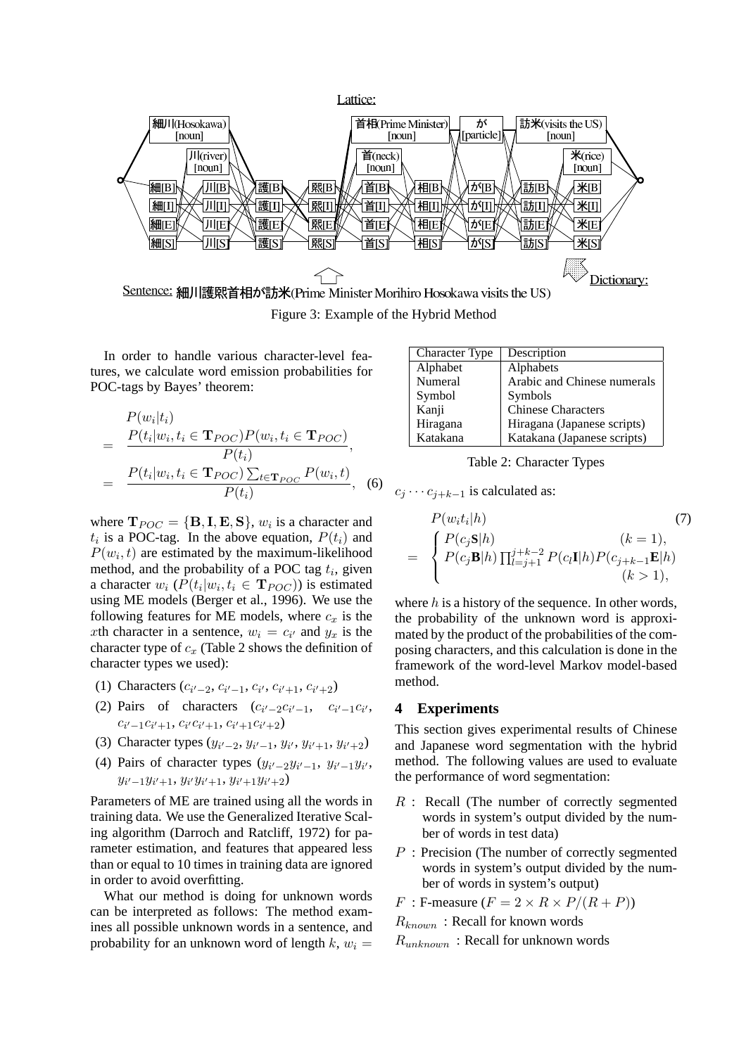Lattice:

Sentence: 細川護熙首相が訪米(Prime Minister Morihiro Hosokawa visits the US)

Figure 3: Example of the Hybrid Method

In order to handle various character-level features, we calculate word emission probabilities for POC-tags by Bayes' theorem:

$$
\begin{aligned}
& P(w_i|t_i) \\
= \; & \frac{P(t_i|w_i, t_i \in \mathbf{T}_{POC}) P(w_i, t_i \in \mathbf{T}_{POC})}{P(t_i)}, \\
= \; & \frac{P(t_i|w_i, t_i \in \mathbf{T}_{POC}) \sum_{t \in \mathbf{T}_{POC}} P(w_i, t)}{P(t_i)}, \quad (6)
\end{aligned}
$$

where $\mathbf{T}_{POC} = \{\mathbf{B}, \mathbf{I}, \mathbf{E}, \mathbf{S}\}$, $w_i$ is a character and $t_i$ is a POC-tag. In the above equation, $P(t_i)$ and $P(w_i, t)$ are estimated by the maximum-likelihood method, and the probability of a POC tag $t_i$, given a character $w_i$ ($P(t_i|w_i, t_i \in \mathbf{T}_{POC})$) is estimated using ME models (Berger et al., 1996). We use the following features for ME models, where $c_x$ is the $x$th character in a sentence, $w_i = c_{i'}$ and $y_x$ is the character type of $c_x$ (Table 2 shows the definition of character types we used):

(1) Characters ($c_{i'-2}, c_{i'-1}, c_{i'}, c_{i'+1}, c_{i'+2}$)

(2) Pairs of characters ($c_{i'-2}c_{i'-1}$, $c_{i'-1}c_{i'}$, $c_{i'-1}c_{i'+1}$, $c_{i'}c_{i'+1}$, $c_{i'+1}c_{i'+2}$)

(3) Character types ($y_{i'-2}, y_{i'-1}, y_{i'}, y_{i'+1}, y_{i'+2}$)

(4) Pairs of character types ($y_{i'-2}y_{i'-1}$, $y_{i'-1}y_{i'}$, $y_{i'-1}y_{i'+1}$, $y_{i'}y_{i'+1}$, $y_{i'+1}y_{i'+2}$)

Parameters of ME are trained using all the words in training data. We use the Generalized Iterative Scaling algorithm (Darroch and Ratcliff, 1972) for parameter estimation, and features that appeared less than or equal to 10 times in training data are ignored in order to avoid overfitting.

What our method is doing for unknown words can be interpreted as follows: The method examines all possible unknown words in a sentence, and probability for an unknown word of length $k$, $w_i = c_j \cdots c_{j+k-1}$ is calculated as:

| Character Type | Description |
|---|---|
| Alphabet | Alphabets |
| Numeral | Arabic and Chinese numerals |
| Symbol | Symbols |
| Kanji | Chinese Characters |
| Hiragana | Hiragana (Japanese scripts) |
| Katakana | Katakana (Japanese scripts) |

Table 2: Character Types

$$
\begin{aligned}
& P(w_i t_i|h) \quad (7) \\
= \; & \begin{cases} P(c_j\mathbf{S}|h) & (k = 1), \\ P(c_j\mathbf{B}|h) \prod_{l=j+1}^{j+k-2} P(c_l\mathbf{I}|h) P(c_{j+k-1}\mathbf{E}|h) & (k > 1), \end{cases}
\end{aligned}
$$

where $h$ is a history of the sequence. In other words, the probability of the unknown word is approximated by the product of the probabilities of the composing characters, and this calculation is done in the framework of the word-level Markov model-based method.

## 4 Experiments

This section gives experimental results of Chinese and Japanese word segmentation with the hybrid method. The following values are used to evaluate the performance of word segmentation:

- $R$ : Recall (The number of correctly segmented words in system's output divided by the number of words in test data)
- $P$ : Precision (The number of correctly segmented words in system's output divided by the number of words in system's output)
- $F$ : F-measure ($F = 2 \times R \times P/(R + P)$)
- $R_{known}$ : Recall for known words
- $R_{unknown}$ : Recall for unknown words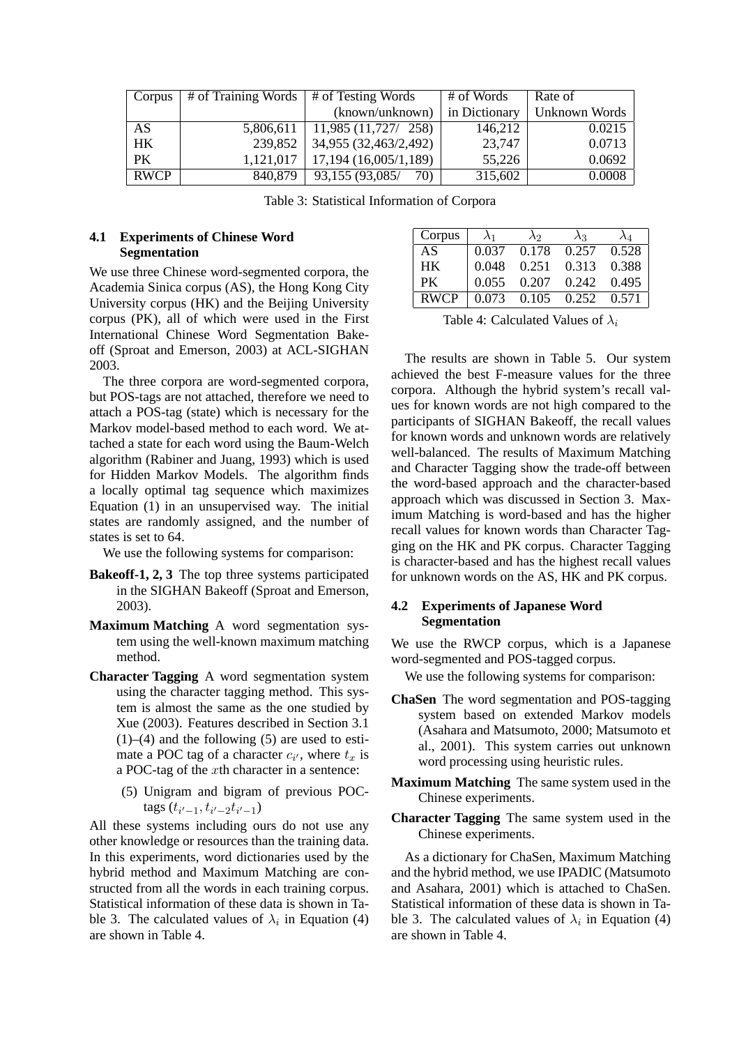| Corpus | # of Training Words | # of Testing Words (known/unknown) | # of Words in Dictionary | Rate of Unknown Words |
|---|---|---|---|---|
| AS | 5,806,611 | 11,985 (11,727/ 258) | 146,212 | 0.0215 |
| HK | 239,852 | 34,955 (32,463/2,492) | 23,747 | 0.0713 |
| PK | 1,121,017 | 17,194 (16,005/1,189) | 55,226 | 0.0692 |
| RWCP | 840,879 | 93,155 (93,085/ 70) | 315,602 | 0.0008 |

Table 3: Statistical Information of Corpora

### 4.1 Experiments of Chinese Word Segmentation

We use three Chinese word-segmented corpora, the Academia Sinica corpus (AS), the Hong Kong City University corpus (HK) and the Beijing University corpus (PK), all of which were used in the First International Chinese Word Segmentation Bakeoff (Sproat and Emerson, 2003) at ACL-SIGHAN 2003.

The three corpora are word-segmented corpora, but POS-tags are not attached, therefore we need to attach a POS-tag (state) which is necessary for the Markov model-based method to each word. We attached a state for each word using the Baum-Welch algorithm (Rabiner and Juang, 1993) which is used for Hidden Markov Models. The algorithm finds a locally optimal tag sequence which maximizes Equation (1) in an unsupervised way. The initial states are randomly assigned, and the number of states is set to 64.

We use the following systems for comparison:

**Bakeoff-1, 2, 3** The top three systems participated in the SIGHAN Bakeoff (Sproat and Emerson, 2003).

**Maximum Matching** A word segmentation system using the well-known maximum matching method.

**Character Tagging** A word segmentation system using the character tagging method. This system is almost the same as the one studied by Xue (2003). Features described in Section 3.1 (1)–(4) and the following (5) are used to estimate a POC tag of a character $c_{i'}$, where $t_x$ is a POC-tag of the $x$th character in a sentence:

(5) Unigram and bigram of previous POC-tags ($t_{i'-1}, t_{i'-2}t_{i'-1}$)

All these systems including ours do not use any other knowledge or resources than the training data. In this experiments, word dictionaries used by the hybrid method and Maximum Matching are constructed from all the words in each training corpus. Statistical information of these data is shown in Table 3. The calculated values of $\lambda_i$ in Equation (4) are shown in Table 4.

| Corpus | $\lambda_1$ | $\lambda_2$ | $\lambda_3$ | $\lambda_4$ |
|---|---|---|---|---|
| AS | 0.037 | 0.178 | 0.257 | 0.528 |
| HK | 0.048 | 0.251 | 0.313 | 0.388 |
| PK | 0.055 | 0.207 | 0.242 | 0.495 |
| RWCP | 0.073 | 0.105 | 0.252 | 0.571 |

Table 4: Calculated Values of $\lambda_i$

The results are shown in Table 5. Our system achieved the best F-measure values for the three corpora. Although the hybrid system's recall values for known words are not high compared to the participants of SIGHAN Bakeoff, the recall values for known words and unknown words are relatively well-balanced. The results of Maximum Matching and Character Tagging show the trade-off between the word-based approach and the character-based approach which was discussed in Section 3. Maximum Matching is word-based and has the higher recall values for known words than Character Tagging on the HK and PK corpus. Character Tagging is character-based and has the highest recall values for unknown words on the AS, HK and PK corpus.

### 4.2 Experiments of Japanese Word Segmentation

We use the RWCP corpus, which is a Japanese word-segmented and POS-tagged corpus.

We use the following systems for comparison:

**ChaSen** The word segmentation and POS-tagging system based on extended Markov models (Asahara and Matsumoto, 2000; Matsumoto et al., 2001). This system carries out unknown word processing using heuristic rules.

**Maximum Matching** The same system used in the Chinese experiments.

**Character Tagging** The same system used in the Chinese experiments.

As a dictionary for ChaSen, Maximum Matching and the hybrid method, we use IPADIC (Matsumoto and Asahara, 2001) which is attached to ChaSen. Statistical information of these data is shown in Table 3. The calculated values of $\lambda_i$ in Equation (4) are shown in Table 4.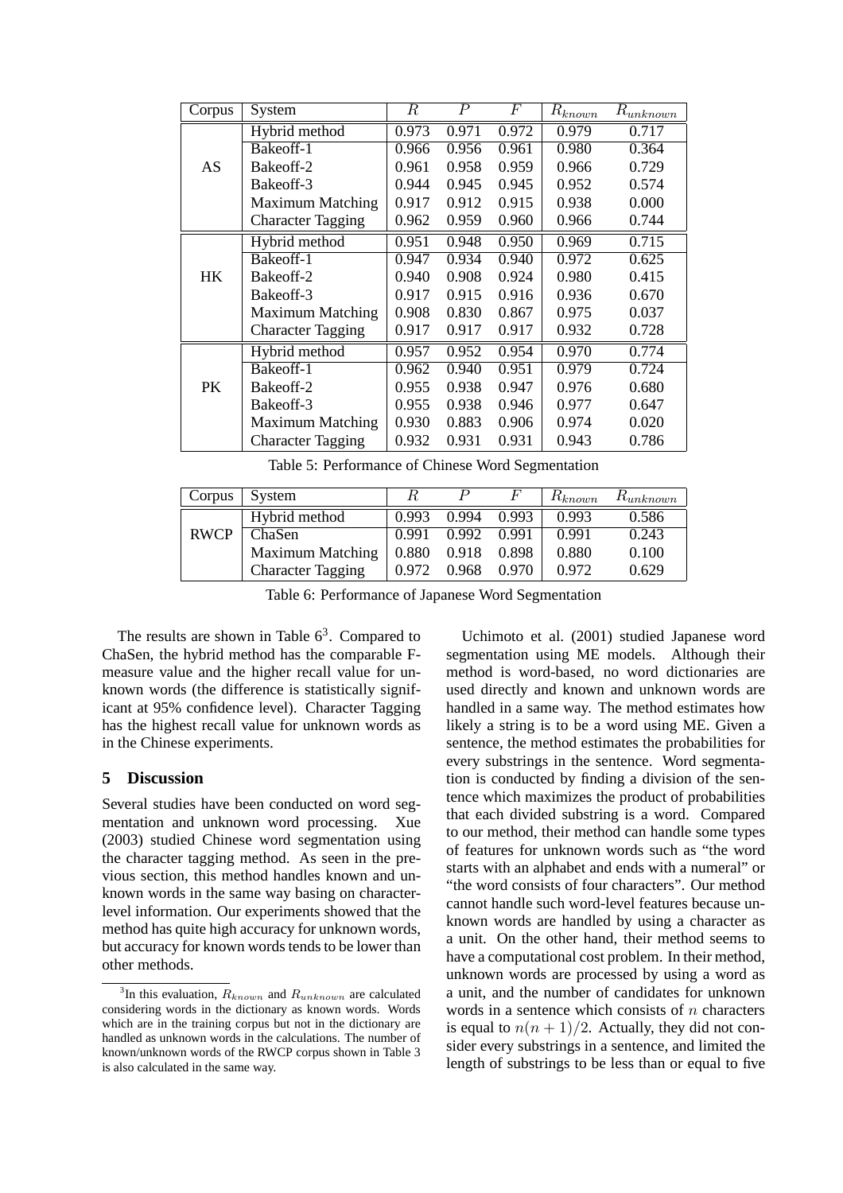| Corpus | System | $R$ | $P$ | $F$ | $R_{known}$ | $R_{unknown}$ |
|---|---|---|---|---|---|---|
| AS | Hybrid method | 0.973 | 0.971 | 0.972 | 0.979 | 0.717 |
| | Bakeoff-1 | 0.966 | 0.956 | 0.961 | 0.980 | 0.364 |
| | Bakeoff-2 | 0.961 | 0.958 | 0.959 | 0.966 | 0.729 |
| | Bakeoff-3 | 0.944 | 0.945 | 0.945 | 0.952 | 0.574 |
| | Maximum Matching | 0.917 | 0.912 | 0.915 | 0.938 | 0.000 |
| | Character Tagging | 0.962 | 0.959 | 0.960 | 0.966 | 0.744 |
| HK | Hybrid method | 0.951 | 0.948 | 0.950 | 0.969 | 0.715 |
| | Bakeoff-1 | 0.947 | 0.934 | 0.940 | 0.972 | 0.625 |
| | Bakeoff-2 | 0.940 | 0.908 | 0.924 | 0.980 | 0.415 |
| | Bakeoff-3 | 0.917 | 0.915 | 0.916 | 0.936 | 0.670 |
| | Maximum Matching | 0.908 | 0.830 | 0.867 | 0.975 | 0.037 |
| | Character Tagging | 0.917 | 0.917 | 0.917 | 0.932 | 0.728 |
| PK | Hybrid method | 0.957 | 0.952 | 0.954 | 0.970 | 0.774 |
| | Bakeoff-1 | 0.962 | 0.940 | 0.951 | 0.979 | 0.724 |
| | Bakeoff-2 | 0.955 | 0.938 | 0.947 | 0.976 | 0.680 |
| | Bakeoff-3 | 0.955 | 0.938 | 0.946 | 0.977 | 0.647 |
| | Maximum Matching | 0.930 | 0.883 | 0.906 | 0.974 | 0.020 |
| | Character Tagging | 0.932 | 0.931 | 0.931 | 0.943 | 0.786 |

Table 5: Performance of Chinese Word Segmentation

| Corpus | System | $R$ | $P$ | $F$ | $R_{known}$ | $R_{unknown}$ |
|---|---|---|---|---|---|---|
| RWCP | Hybrid method | 0.993 | 0.994 | 0.993 | 0.993 | 0.586 |
| | ChaSen | 0.991 | 0.992 | 0.991 | 0.991 | 0.243 |
| | Maximum Matching | 0.880 | 0.918 | 0.898 | 0.880 | 0.100 |
| | Character Tagging | 0.972 | 0.968 | 0.970 | 0.972 | 0.629 |

Table 6: Performance of Japanese Word Segmentation

The results are shown in Table 6[3]. Compared to ChaSen, the hybrid method has the comparable F-measure value and the higher recall value for unknown words (the difference is statistically significant at 95% confidence level). Character Tagging has the highest recall value for unknown words as in the Chinese experiments.

## 5 Discussion

Several studies have been conducted on word segmentation and unknown word processing. Xue (2003) studied Chinese word segmentation using the character tagging method. As seen in the previous section, this method handles known and unknown words in the same way basing on character-level information. Our experiments showed that the method has quite high accuracy for unknown words, but accuracy for known words tends to be lower than other methods.

Uchimoto et al. (2001) studied Japanese word segmentation using ME models. Although their method is word-based, no word dictionaries are used directly and known and unknown words are handled in a same way. The method estimates how likely a string is to be a word using ME. Given a sentence, the method estimates the probabilities for every substrings in the sentence. Word segmentation is conducted by finding a division of the sentence which maximizes the product of probabilities that each divided substring is a word. Compared to our method, their method can handle some types of features for unknown words such as "the word starts with an alphabet and ends with a numeral" or "the word consists of four characters". Our method cannot handle such word-level features because unknown words are handled by using a character as a unit. On the other hand, their method seems to have a computational cost problem. In their method, unknown words are processed by using a word as a unit, and the number of candidates for unknown words in a sentence which consists of $n$ characters is equal to $n(n+1)/2$. Actually, they did not consider every substrings in a sentence, and limited the length of substrings to be less than or equal to five

[3] In this evaluation, $R_{known}$ and $R_{unknown}$ are calculated considering words in the dictionary as known words. Words which are in the training corpus but not in the dictionary are handled as unknown words in the calculations. The number of known/unknown words of the RWCP corpus shown in Table 3 is also calculated in the same way.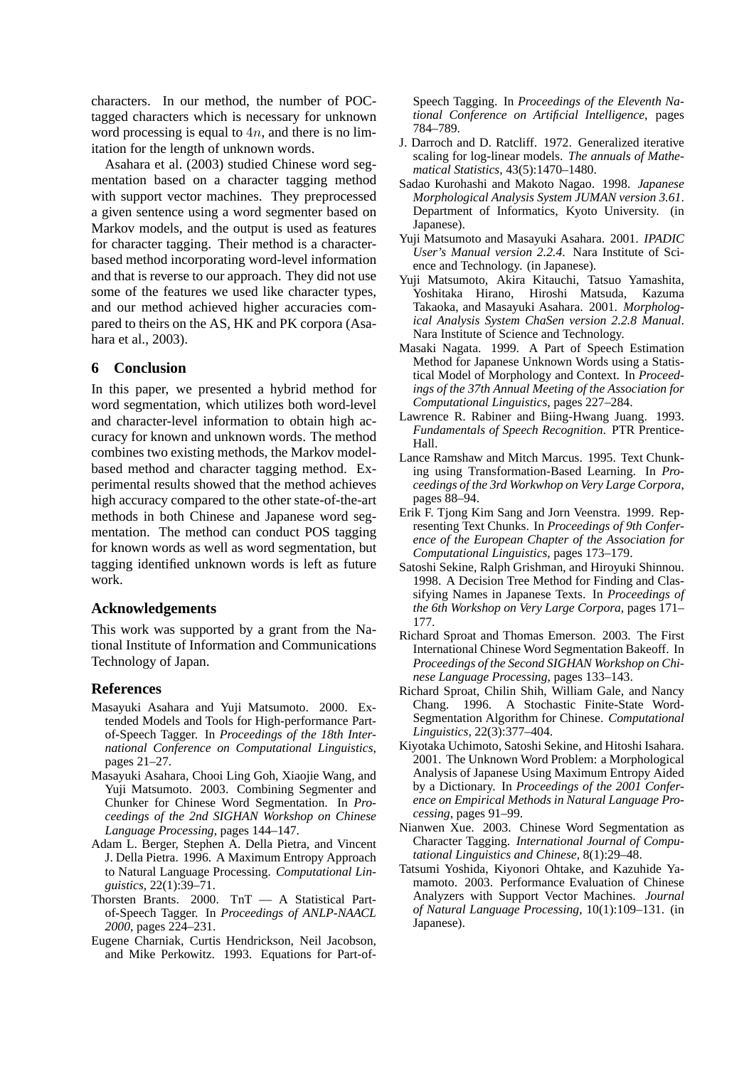characters. In our method, the number of POC-tagged characters which is necessary for unknown word processing is equal to $4n$, and there is no limitation for the length of unknown words.

Asahara et al. (2003) studied Chinese word segmentation based on a character tagging method with support vector machines. They preprocessed a given sentence using a word segmenter based on Markov models, and the output is used as features for character tagging. Their method is a character-based method incorporating word-level information and that is reverse to our approach. They did not use some of the features we used like character types, and our method achieved higher accuracies compared to theirs on the AS, HK and PK corpora (Asahara et al., 2003).

## 6 Conclusion

In this paper, we presented a hybrid method for word segmentation, which utilizes both word-level and character-level information to obtain high accuracy for known and unknown words. The method combines two existing methods, the Markov model-based method and character tagging method. Experimental results showed that the method achieves high accuracy compared to the other state-of-the-art methods in both Chinese and Japanese word segmentation. The method can conduct POS tagging for known words as well as word segmentation, but tagging identified unknown words is left as future work.

## Acknowledgements

This work was supported by a grant from the National Institute of Information and Communications Technology of Japan.

## References

Masayuki Asahara and Yuji Matsumoto. 2000. Extended Models and Tools for High-performance Part-of-Speech Tagger. In *Proceedings of the 18th International Conference on Computational Linguistics*, pages 21–27.

Masayuki Asahara, Chooi Ling Goh, Xiaojie Wang, and Yuji Matsumoto. 2003. Combining Segmenter and Chunker for Chinese Word Segmentation. In *Proceedings of the 2nd SIGHAN Workshop on Chinese Language Processing*, pages 144–147.

Adam L. Berger, Stephen A. Della Pietra, and Vincent J. Della Pietra. 1996. A Maximum Entropy Approach to Natural Language Processing. *Computational Linguistics*, 22(1):39–71.

Thorsten Brants. 2000. TnT — A Statistical Part-of-Speech Tagger. In *Proceedings of ANLP-NAACL 2000*, pages 224–231.

Eugene Charniak, Curtis Hendrickson, Neil Jacobson, and Mike Perkowitz. 1993. Equations for Part-of-Speech Tagging. In *Proceedings of the Eleventh National Conference on Artificial Intelligence*, pages 784–789.

J. Darroch and D. Ratcliff. 1972. Generalized iterative scaling for log-linear models. *The annuals of Mathematical Statistics*, 43(5):1470–1480.

Sadao Kurohashi and Makoto Nagao. 1998. *Japanese Morphological Analysis System JUMAN version 3.61*. Department of Informatics, Kyoto University. (in Japanese).

Yuji Matsumoto and Masayuki Asahara. 2001. *IPADIC User's Manual version 2.2.4*. Nara Institute of Science and Technology. (in Japanese).

Yuji Matsumoto, Akira Kitauchi, Tatsuo Yamashita, Yoshitaka Hirano, Hiroshi Matsuda, Kazuma Takaoka, and Masayuki Asahara. 2001. *Morphological Analysis System ChaSen version 2.2.8 Manual*. Nara Institute of Science and Technology.

Masaki Nagata. 1999. A Part of Speech Estimation Method for Japanese Unknown Words using a Statistical Model of Morphology and Context. In *Proceedings of the 37th Annual Meeting of the Association for Computational Linguistics*, pages 227–284.

Lawrence R. Rabiner and Biing-Hwang Juang. 1993. *Fundamentals of Speech Recognition*. PTR Prentice-Hall.

Lance Ramshaw and Mitch Marcus. 1995. Text Chunking using Transformation-Based Learning. In *Proceedings of the 3rd Workwhop on Very Large Corpora*, pages 88–94.

Erik F. Tjong Kim Sang and Jorn Veenstra. 1999. Representing Text Chunks. In *Proceedings of 9th Conference of the European Chapter of the Association for Computational Linguistics*, pages 173–179.

Satoshi Sekine, Ralph Grishman, and Hiroyuki Shinnou. 1998. A Decision Tree Method for Finding and Classifying Names in Japanese Texts. In *Proceedings of the 6th Workshop on Very Large Corpora*, pages 171–177.

Richard Sproat and Thomas Emerson. 2003. The First International Chinese Word Segmentation Bakeoff. In *Proceedings of the Second SIGHAN Workshop on Chinese Language Processing*, pages 133–143.

Richard Sproat, Chilin Shih, William Gale, and Nancy Chang. 1996. A Stochastic Finite-State Word-Segmentation Algorithm for Chinese. *Computational Linguistics*, 22(3):377–404.

Kiyotaka Uchimoto, Satoshi Sekine, and Hitoshi Isahara. 2001. The Unknown Word Problem: a Morphological Analysis of Japanese Using Maximum Entropy Aided by a Dictionary. In *Proceedings of the 2001 Conference on Empirical Methods in Natural Language Processing*, pages 91–99.

Nianwen Xue. 2003. Chinese Word Segmentation as Character Tagging. *International Journal of Computational Linguistics and Chinese*, 8(1):29–48.

Tatsumi Yoshida, Kiyonori Ohtake, and Kazuhide Yamamoto. 2003. Performance Evaluation of Chinese Analyzers with Support Vector Machines. *Journal of Natural Language Processing*, 10(1):109–131. (in Japanese).